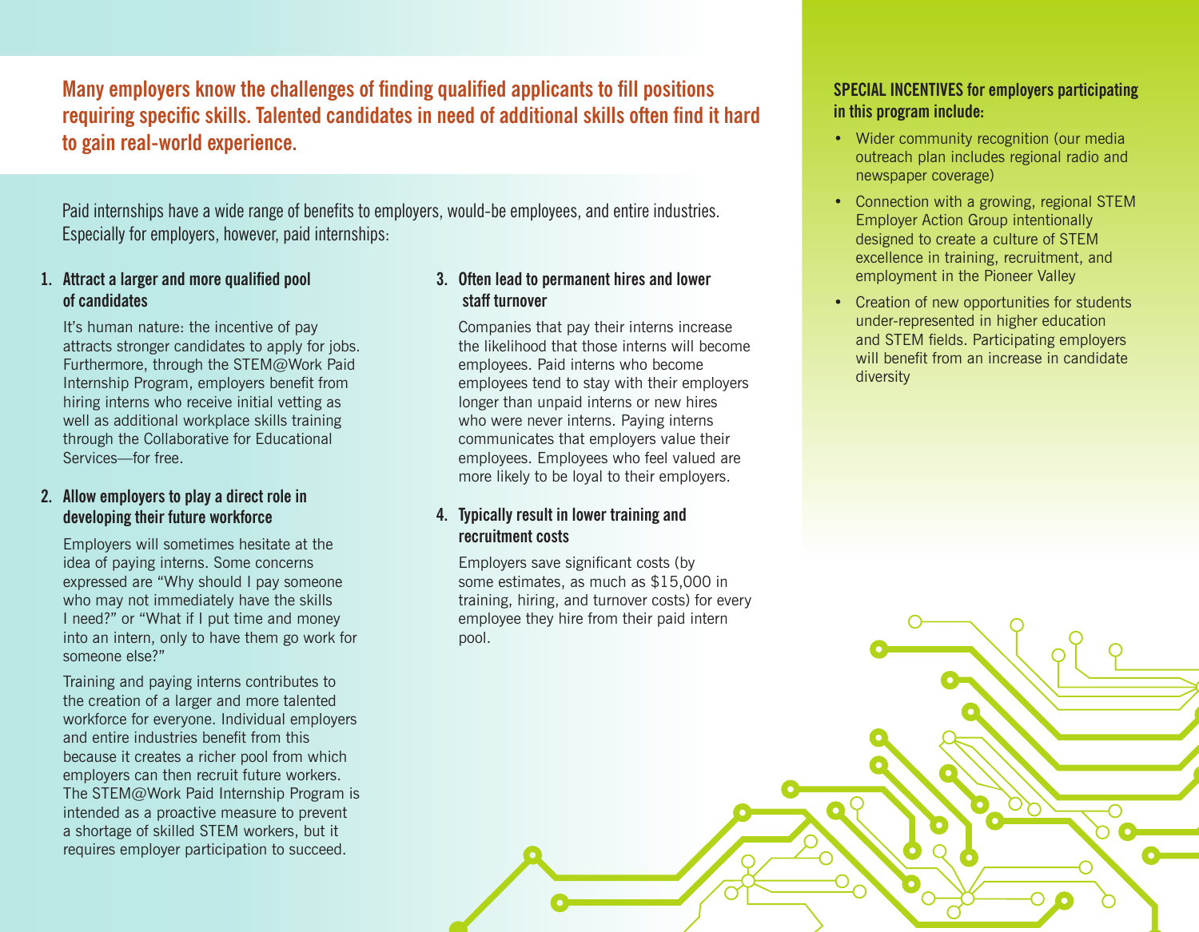**Many employers know the challenges of finding qualified applicants to fill positions requiring specific skills. Talented candidates in need of additional skills often find it hard to gain real-world experience.**

Paid internships have a wide range of benefits to employers, would-be employees, and entire industries. Especially for employers, however, paid internships:

### 1. Attract a larger and more qualified pool of candidates

It's human nature: the incentive of pay attracts stronger candidates to apply for jobs. Furthermore, through the STEM@Work Paid Internship Program, employers benefit from hiring interns who receive initial vetting as well as additional workplace skills training through the Collaborative for Educational Services—for free.

### 2. Allow employers to play a direct role in developing their future workforce

Employers will sometimes hesitate at the idea of paying interns. Some concerns expressed are "Why should I pay someone who may not immediately have the skills I need?" or "What if I put time and money into an intern, only to have them go work for someone else?"

Training and paying interns contributes to the creation of a larger and more talented workforce for everyone. Individual employers and entire industries benefit from this because it creates a richer pool from which employers can then recruit future workers. The STEM@Work Paid Internship Program is intended as a proactive measure to prevent a shortage of skilled STEM workers, but it requires employer participation to succeed.

### 3. Often lead to permanent hires and lower staff turnover

Companies that pay their interns increase the likelihood that those interns will become employees. Paid interns who become employees tend to stay with their employers longer than unpaid interns or new hires who were never interns. Paying interns communicates that employers value their employees. Employees who feel valued are more likely to be loyal to their employers.

### 4. Typically result in lower training and recruitment costs

Employers save significant costs (by some estimates, as much as $15,000 in training, hiring, and turnover costs) for every employee they hire from their paid intern pool.

**SPECIAL INCENTIVES for employers participating in this program include:**

- Wider community recognition (our media outreach plan includes regional radio and newspaper coverage)
- Connection with a growing, regional STEM Employer Action Group intentionally designed to create a culture of STEM excellence in training, recruitment, and employment in the Pioneer Valley
- Creation of new opportunities for students under-represented in higher education and STEM fields. Participating employers will benefit from an increase in candidate diversity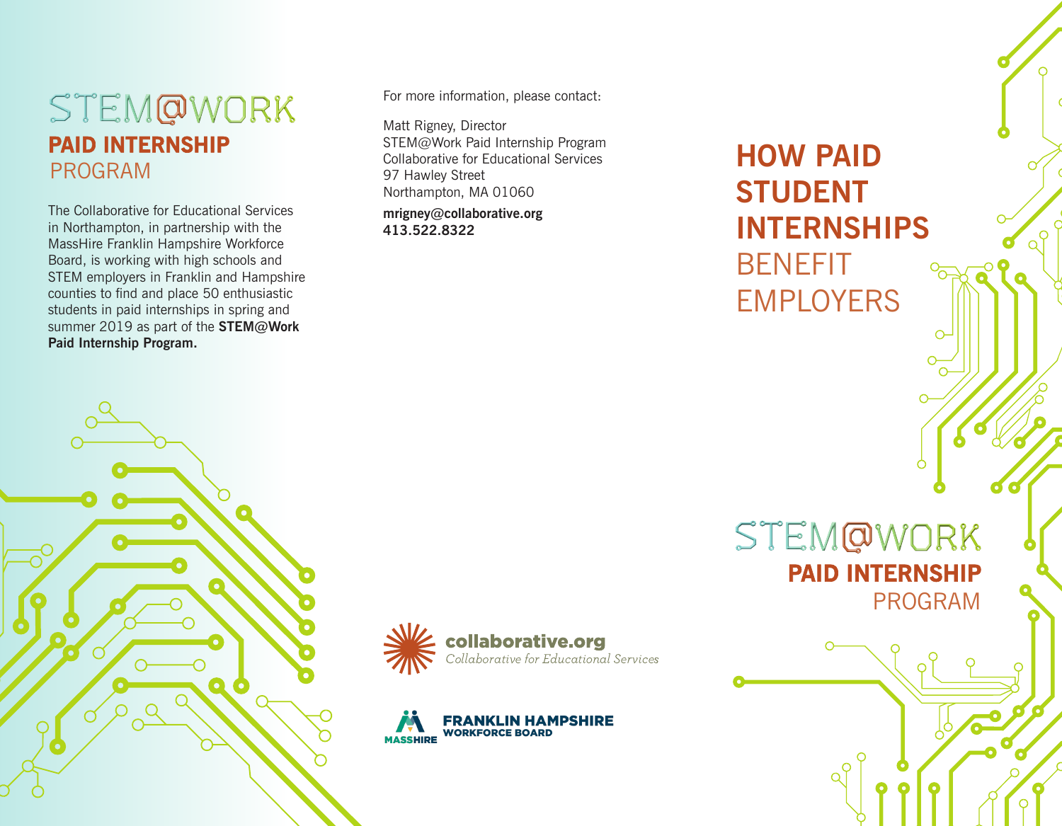# STEM@WORK

## PAID INTERNSHIP PROGRAM

The Collaborative for Educational Services in Northampton, in partnership with the MassHire Franklin Hampshire Workforce Board, is working with high schools and STEM employers in Franklin and Hampshire counties to find and place 50 enthusiastic students in paid internships in spring and summer 2019 as part of the **STEM@Work Paid Internship Program.**

For more information, please contact:

Matt Rigney, Director
STEM@Work Paid Internship Program
Collaborative for Educational Services
97 Hawley Street
Northampton, MA 01060

**mrigney@collaborative.org**
**413.522.8322**

**collaborative.org**
*Collaborative for Educational Services*

MASSHIRE
**FRANKLIN HAMPSHIRE**
**WORKFORCE BOARD**

# HOW PAID STUDENT INTERNSHIPS BENEFIT EMPLOYERS

STEM@WORK
**PAID INTERNSHIP**
PROGRAM